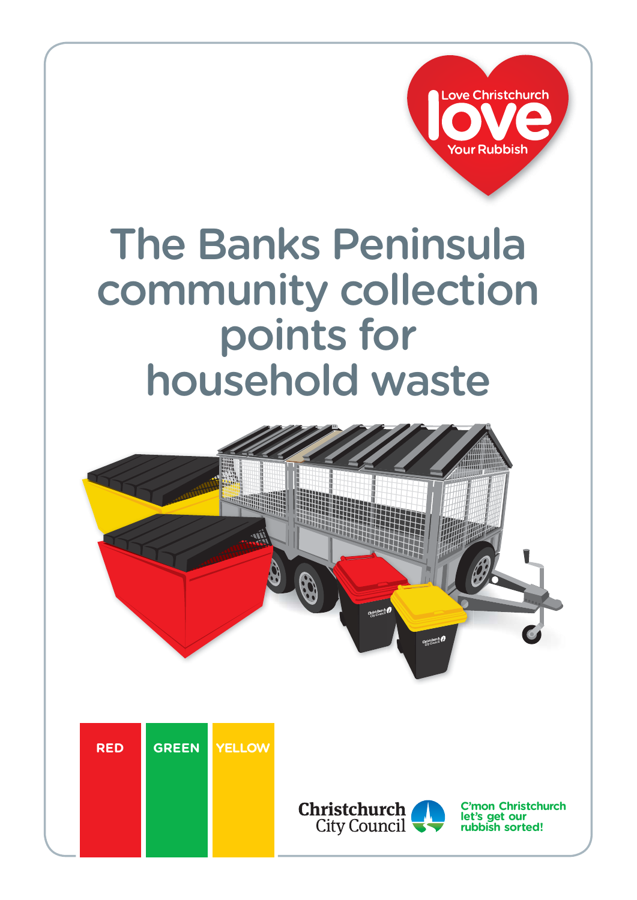Love Christchurch **love** Your Rubbish

# The Banks Peninsula community collection points for household waste

RED

GREEN

YELLOW

Christchurch City Council

C'mon Christchurch let's get our rubbish sorted!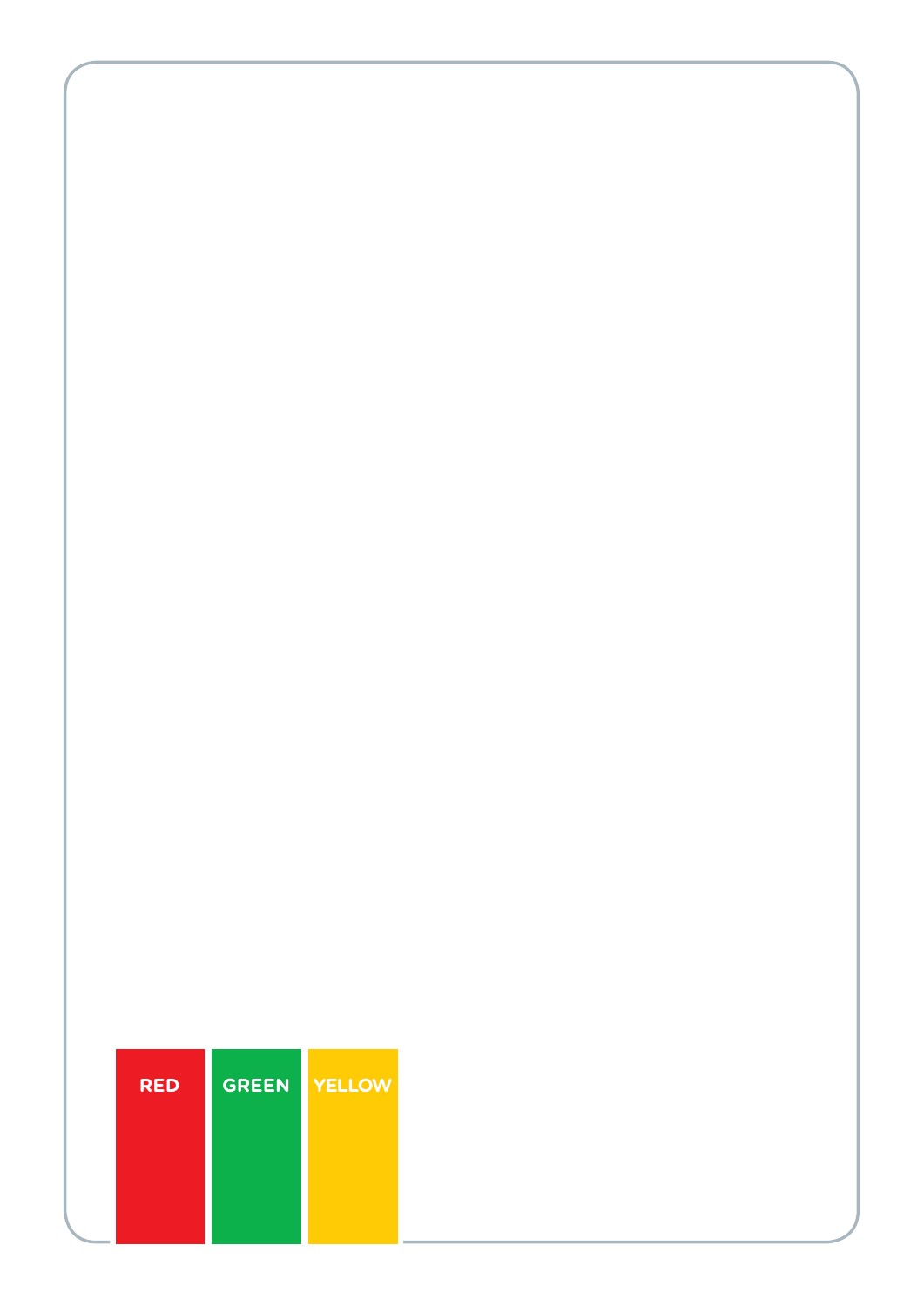RED

GREEN

YELLOW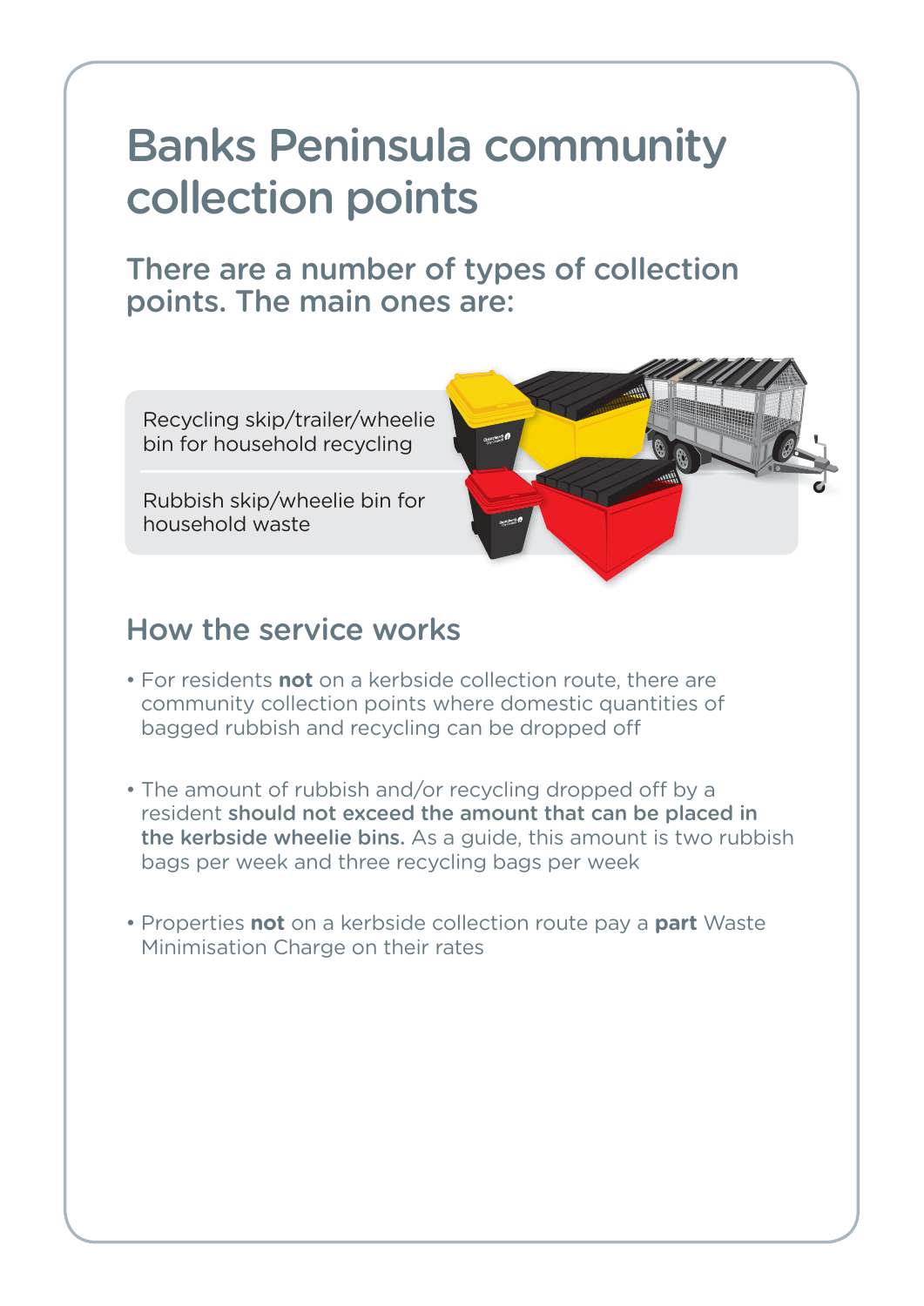# Banks Peninsula community collection points

## There are a number of types of collection points. The main ones are:

Recycling skip/trailer/wheelie bin for household recycling

Rubbish skip/wheelie bin for household waste

## How the service works

- For residents **not** on a kerbside collection route, there are community collection points where domestic quantities of bagged rubbish and recycling can be dropped off
- The amount of rubbish and/or recycling dropped off by a resident **should not exceed the amount that can be placed in the kerbside wheelie bins.** As a guide, this amount is two rubbish bags per week and three recycling bags per week
- Properties **not** on a kerbside collection route pay a **part** Waste Minimisation Charge on their rates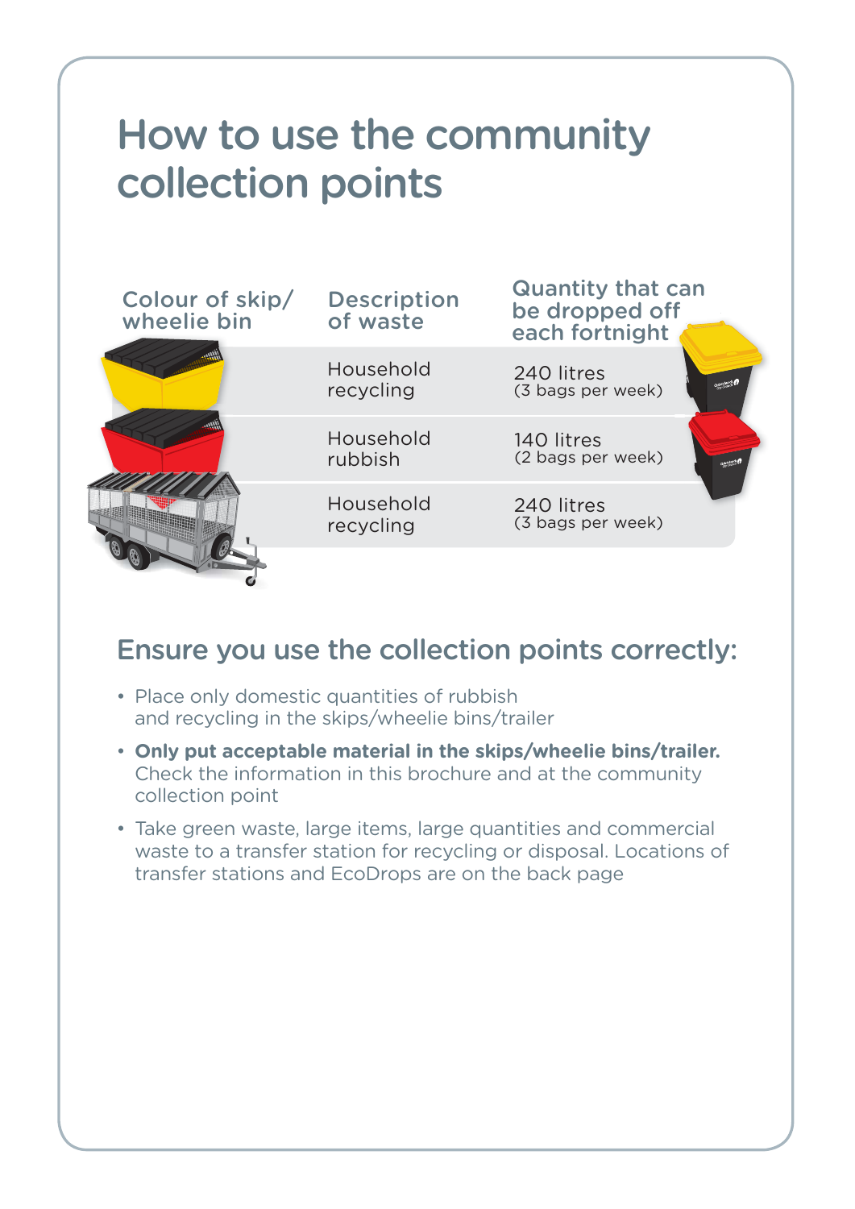# How to use the community collection points

| Colour of skip/ wheelie bin | Description of waste | Quantity that can be dropped off each fortnight |
|---|---|---|
| | Household recycling | 240 litres (3 bags per week) |
| | Household rubbish | 140 litres (2 bags per week) |
| | Household recycling | 240 litres (3 bags per week) |

## Ensure you use the collection points correctly:

- Place only domestic quantities of rubbish and recycling in the skips/wheelie bins/trailer
- **Only put acceptable material in the skips/wheelie bins/trailer.** Check the information in this brochure and at the community collection point
- Take green waste, large items, large quantities and commercial waste to a transfer station for recycling or disposal. Locations of transfer stations and EcoDrops are on the back page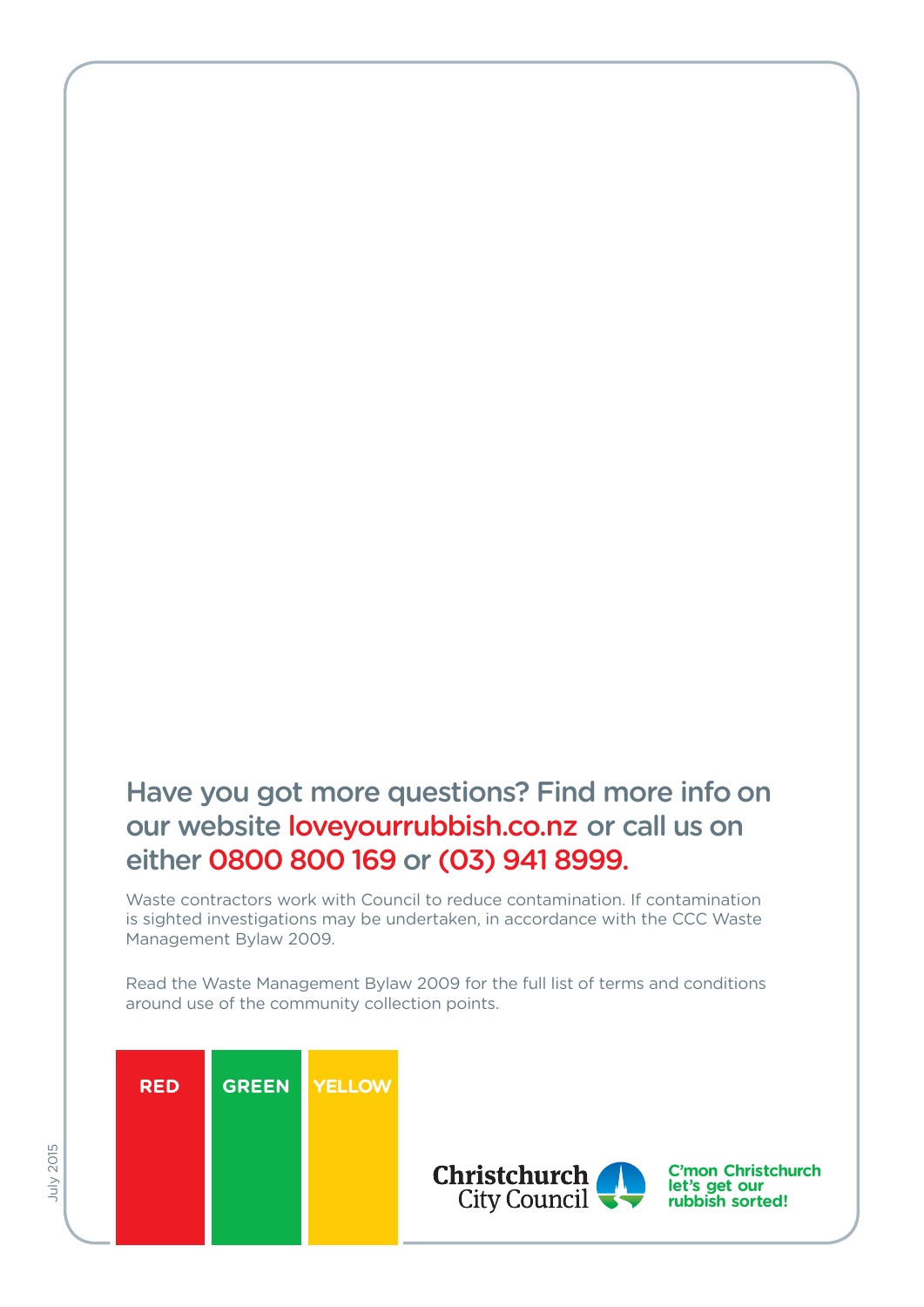## Have you got more questions? Find more info on our website loveyourrubbish.co.nz or call us on either 0800 800 169 or (03) 941 8999.

Waste contractors work with Council to reduce contamination. If contamination is sighted investigations may be undertaken, in accordance with the CCC Waste Management Bylaw 2009.

Read the Waste Management Bylaw 2009 for the full list of terms and conditions around use of the community collection points.

RED

GREEN

YELLOW

Christchurch City Council

C'mon Christchurch let's get our rubbish sorted!

July 2015